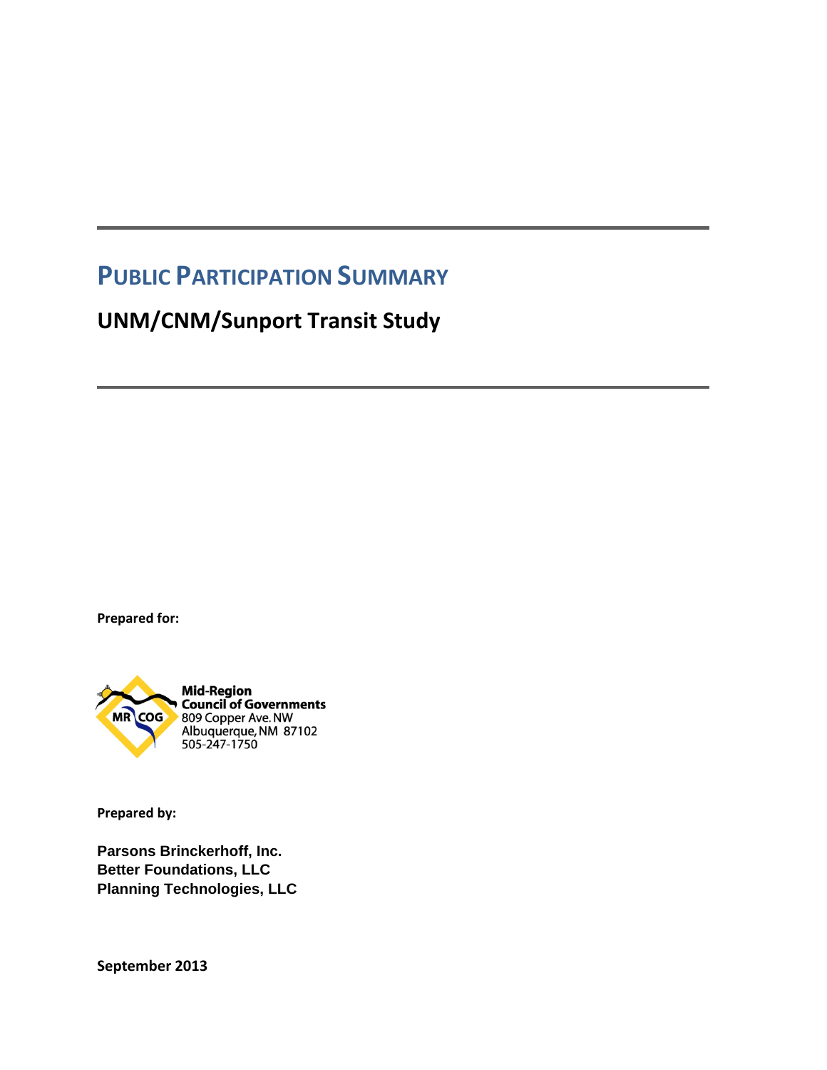# PUBLIC PARTICIPATION SUMMARY

## UNM/CNM/Sunport Transit Study

**Prepared for:**

MR COG

**Mid-Region Council of Governments**
809 Copper Ave. NW
Albuquerque, NM 87102
505-247-1750

**Prepared by:**

**Parsons Brinckerhoff, Inc.**
**Better Foundations, LLC**
**Planning Technologies, LLC**

**September 2013**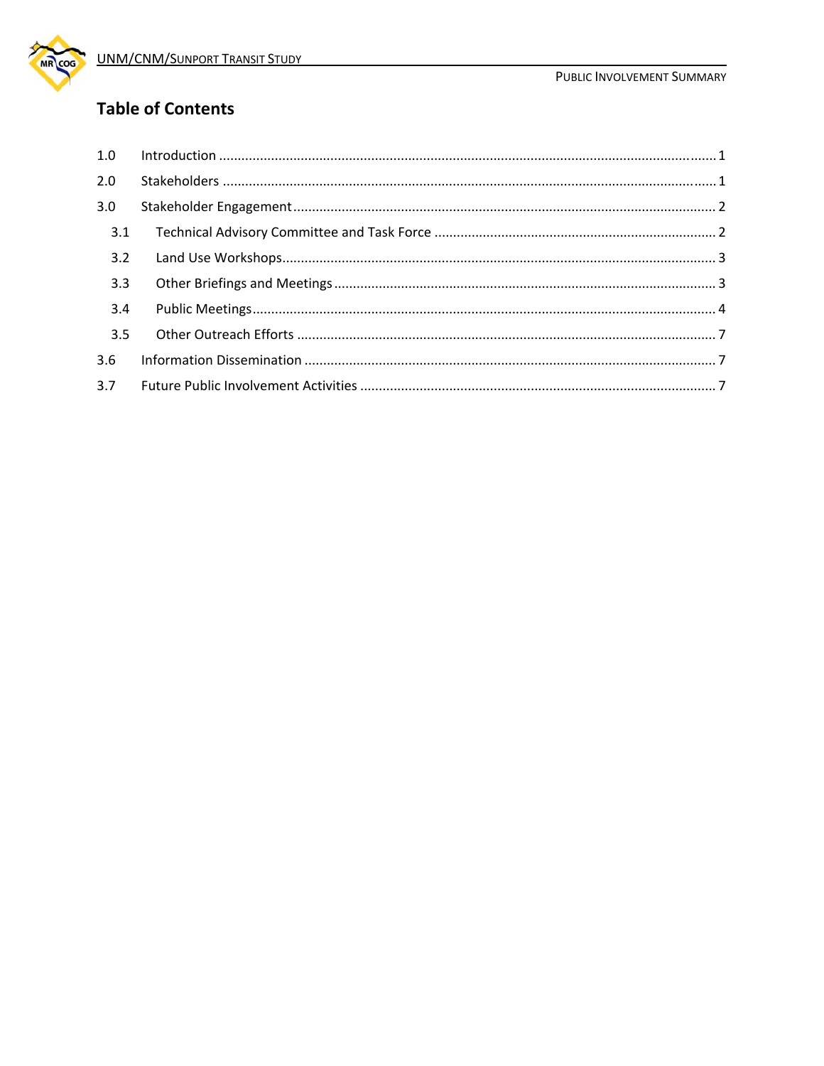## Table of Contents

| | | |
|---|---|---|
| 1.0 | Introduction | 1 |
| 2.0 | Stakeholders | 1 |
| 3.0 | Stakeholder Engagement | 2 |
| 3.1 | Technical Advisory Committee and Task Force | 2 |
| 3.2 | Land Use Workshops | 3 |
| 3.3 | Other Briefings and Meetings | 3 |
| 3.4 | Public Meetings | 4 |
| 3.5 | Other Outreach Efforts | 7 |
| 3.6 | Information Dissemination | 7 |
| 3.7 | Future Public Involvement Activities | 7 |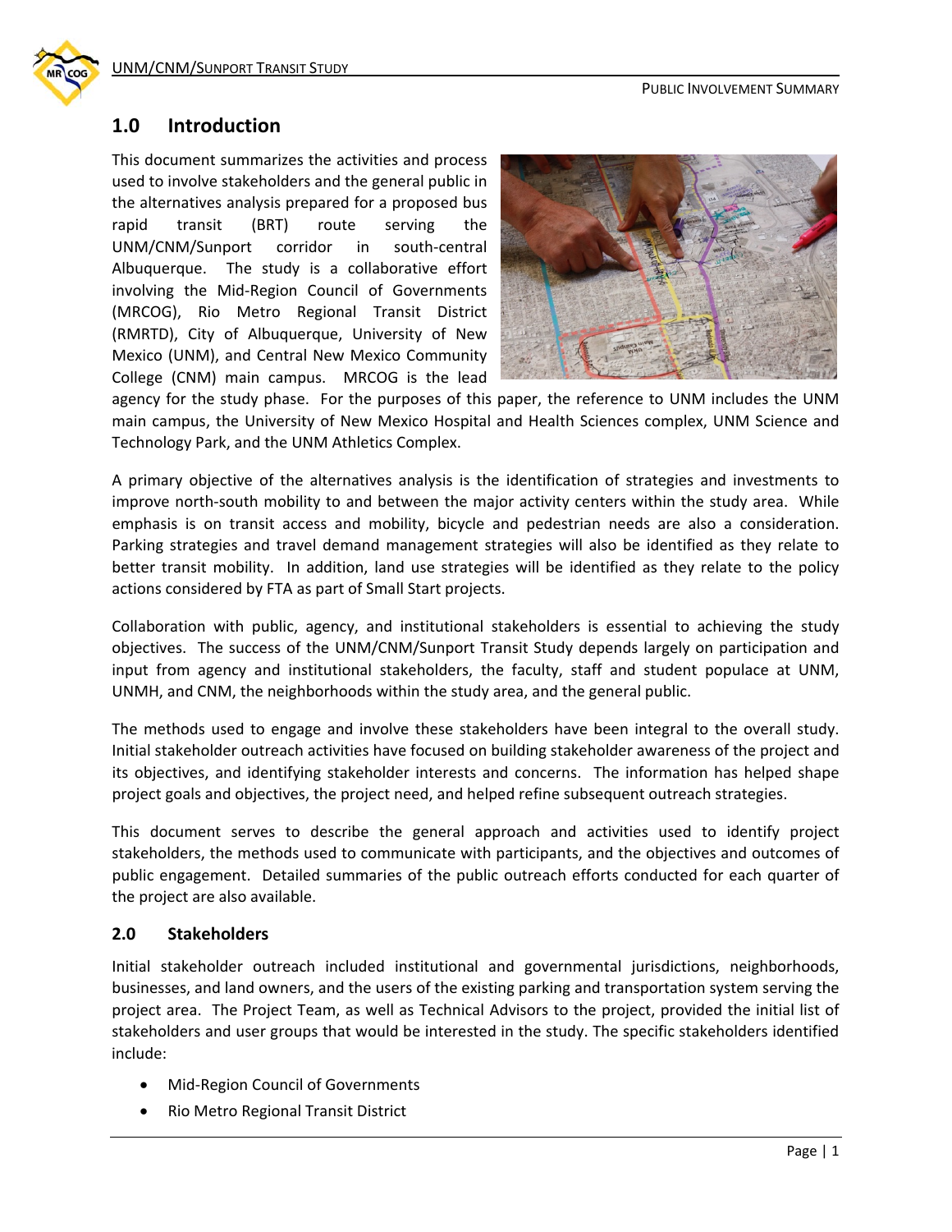## 1.0 Introduction

This document summarizes the activities and process used to involve stakeholders and the general public in the alternatives analysis prepared for a proposed bus rapid transit (BRT) route serving the UNM/CNM/Sunport corridor in south-central Albuquerque. The study is a collaborative effort involving the Mid-Region Council of Governments (MRCOG), Rio Metro Regional Transit District (RMRTD), City of Albuquerque, University of New Mexico (UNM), and Central New Mexico Community College (CNM) main campus. MRCOG is the lead agency for the study phase. For the purposes of this paper, the reference to UNM includes the UNM main campus, the University of New Mexico Hospital and Health Sciences complex, UNM Science and Technology Park, and the UNM Athletics Complex.

A primary objective of the alternatives analysis is the identification of strategies and investments to improve north-south mobility to and between the major activity centers within the study area. While emphasis is on transit access and mobility, bicycle and pedestrian needs are also a consideration. Parking strategies and travel demand management strategies will also be identified as they relate to better transit mobility. In addition, land use strategies will be identified as they relate to the policy actions considered by FTA as part of Small Start projects.

Collaboration with public, agency, and institutional stakeholders is essential to achieving the study objectives. The success of the UNM/CNM/Sunport Transit Study depends largely on participation and input from agency and institutional stakeholders, the faculty, staff and student populace at UNM, UNMH, and CNM, the neighborhoods within the study area, and the general public.

The methods used to engage and involve these stakeholders have been integral to the overall study. Initial stakeholder outreach activities have focused on building stakeholder awareness of the project and its objectives, and identifying stakeholder interests and concerns. The information has helped shape project goals and objectives, the project need, and helped refine subsequent outreach strategies.

This document serves to describe the general approach and activities used to identify project stakeholders, the methods used to communicate with participants, and the objectives and outcomes of public engagement. Detailed summaries of the public outreach efforts conducted for each quarter of the project are also available.

## 2.0 Stakeholders

Initial stakeholder outreach included institutional and governmental jurisdictions, neighborhoods, businesses, and land owners, and the users of the existing parking and transportation system serving the project area. The Project Team, as well as Technical Advisors to the project, provided the initial list of stakeholders and user groups that would be interested in the study. The specific stakeholders identified include:

- Mid-Region Council of Governments
- Rio Metro Regional Transit District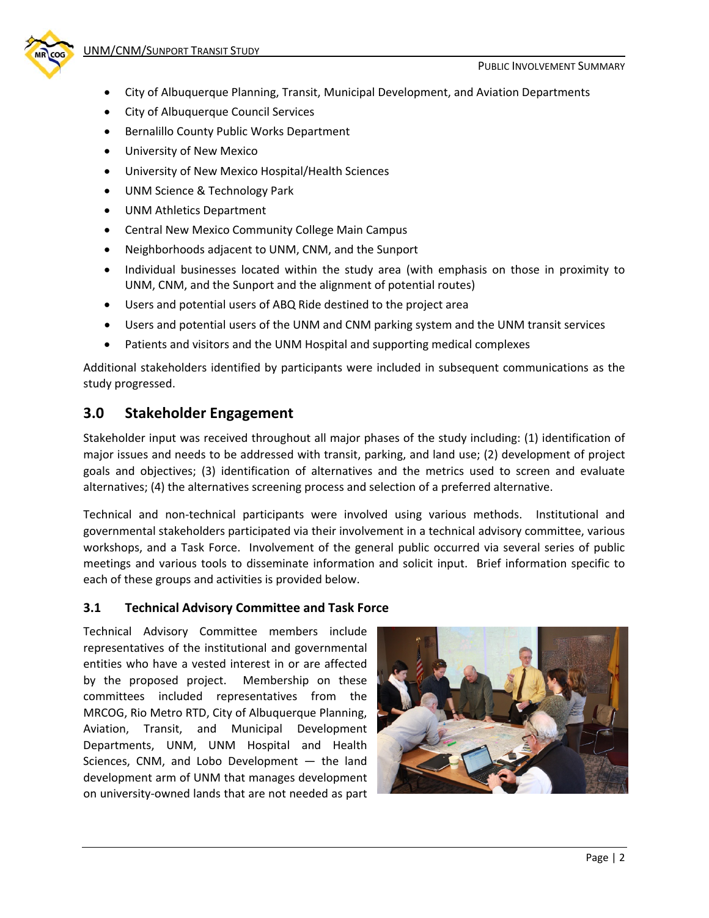- City of Albuquerque Planning, Transit, Municipal Development, and Aviation Departments
- City of Albuquerque Council Services
- Bernalillo County Public Works Department
- University of New Mexico
- University of New Mexico Hospital/Health Sciences
- UNM Science & Technology Park
- UNM Athletics Department
- Central New Mexico Community College Main Campus
- Neighborhoods adjacent to UNM, CNM, and the Sunport
- Individual businesses located within the study area (with emphasis on those in proximity to UNM, CNM, and the Sunport and the alignment of potential routes)
- Users and potential users of ABQ Ride destined to the project area
- Users and potential users of the UNM and CNM parking system and the UNM transit services
- Patients and visitors and the UNM Hospital and supporting medical complexes

Additional stakeholders identified by participants were included in subsequent communications as the study progressed.

## 3.0 Stakeholder Engagement

Stakeholder input was received throughout all major phases of the study including: (1) identification of major issues and needs to be addressed with transit, parking, and land use; (2) development of project goals and objectives; (3) identification of alternatives and the metrics used to screen and evaluate alternatives; (4) the alternatives screening process and selection of a preferred alternative.

Technical and non-technical participants were involved using various methods. Institutional and governmental stakeholders participated via their involvement in a technical advisory committee, various workshops, and a Task Force. Involvement of the general public occurred via several series of public meetings and various tools to disseminate information and solicit input. Brief information specific to each of these groups and activities is provided below.

### 3.1 Technical Advisory Committee and Task Force

Technical Advisory Committee members include representatives of the institutional and governmental entities who have a vested interest in or are affected by the proposed project. Membership on these committees included representatives from the MRCOG, Rio Metro RTD, City of Albuquerque Planning, Aviation, Transit, and Municipal Development Departments, UNM, UNM Hospital and Health Sciences, CNM, and Lobo Development — the land development arm of UNM that manages development on university-owned lands that are not needed as part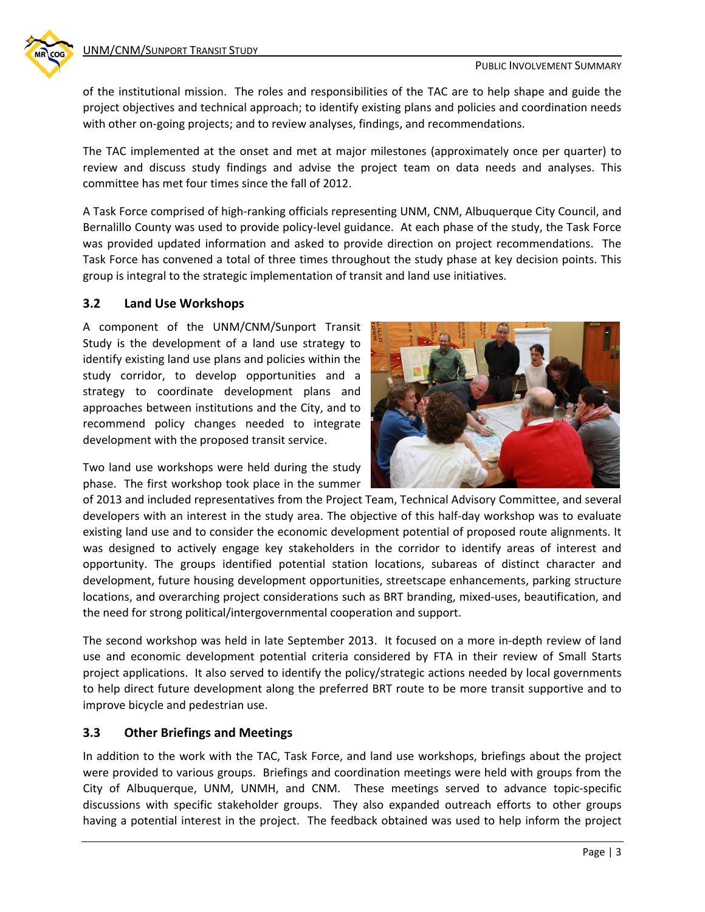of the institutional mission. The roles and responsibilities of the TAC are to help shape and guide the project objectives and technical approach; to identify existing plans and policies and coordination needs with other on-going projects; and to review analyses, findings, and recommendations.

The TAC implemented at the onset and met at major milestones (approximately once per quarter) to review and discuss study findings and advise the project team on data needs and analyses. This committee has met four times since the fall of 2012.

A Task Force comprised of high-ranking officials representing UNM, CNM, Albuquerque City Council, and Bernalillo County was used to provide policy-level guidance. At each phase of the study, the Task Force was provided updated information and asked to provide direction on project recommendations. The Task Force has convened a total of three times throughout the study phase at key decision points. This group is integral to the strategic implementation of transit and land use initiatives.

### 3.2 Land Use Workshops

A component of the UNM/CNM/Sunport Transit Study is the development of a land use strategy to identify existing land use plans and policies within the study corridor, to develop opportunities and a strategy to coordinate development plans and approaches between institutions and the City, and to recommend policy changes needed to integrate development with the proposed transit service.

Two land use workshops were held during the study phase. The first workshop took place in the summer of 2013 and included representatives from the Project Team, Technical Advisory Committee, and several developers with an interest in the study area. The objective of this half-day workshop was to evaluate existing land use and to consider the economic development potential of proposed route alignments. It was designed to actively engage key stakeholders in the corridor to identify areas of interest and opportunity. The groups identified potential station locations, subareas of distinct character and development, future housing development opportunities, streetscape enhancements, parking structure locations, and overarching project considerations such as BRT branding, mixed-uses, beautification, and the need for strong political/intergovernmental cooperation and support.

The second workshop was held in late September 2013. It focused on a more in-depth review of land use and economic development potential criteria considered by FTA in their review of Small Starts project applications. It also served to identify the policy/strategic actions needed by local governments to help direct future development along the preferred BRT route to be more transit supportive and to improve bicycle and pedestrian use.

### 3.3 Other Briefings and Meetings

In addition to the work with the TAC, Task Force, and land use workshops, briefings about the project were provided to various groups. Briefings and coordination meetings were held with groups from the City of Albuquerque, UNM, UNMH, and CNM. These meetings served to advance topic-specific discussions with specific stakeholder groups. They also expanded outreach efforts to other groups having a potential interest in the project. The feedback obtained was used to help inform the project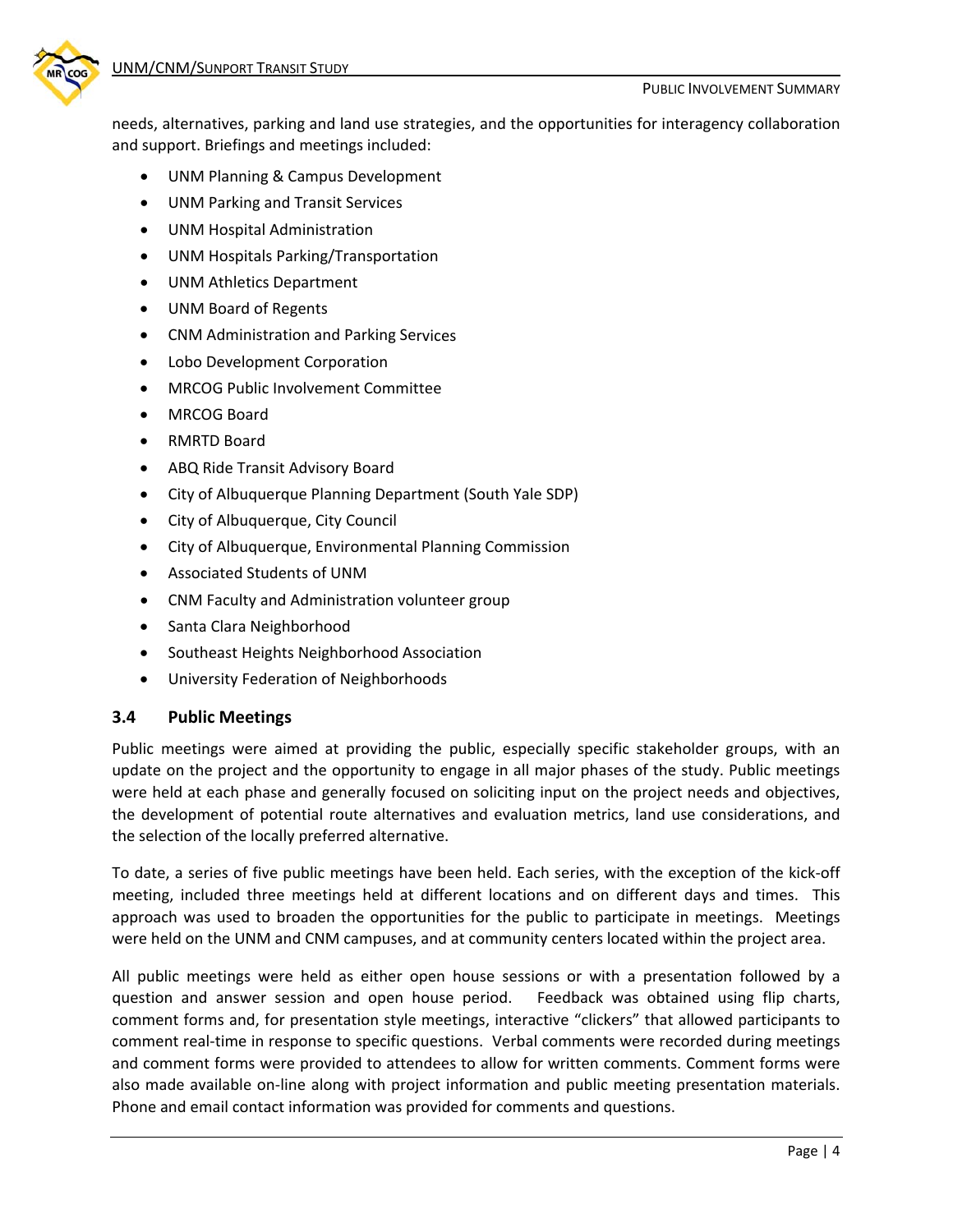needs, alternatives, parking and land use strategies, and the opportunities for interagency collaboration and support. Briefings and meetings included:

- UNM Planning & Campus Development
- UNM Parking and Transit Services
- UNM Hospital Administration
- UNM Hospitals Parking/Transportation
- UNM Athletics Department
- UNM Board of Regents
- CNM Administration and Parking Services
- Lobo Development Corporation
- MRCOG Public Involvement Committee
- MRCOG Board
- RMRTD Board
- ABQ Ride Transit Advisory Board
- City of Albuquerque Planning Department (South Yale SDP)
- City of Albuquerque, City Council
- City of Albuquerque, Environmental Planning Commission
- Associated Students of UNM
- CNM Faculty and Administration volunteer group
- Santa Clara Neighborhood
- Southeast Heights Neighborhood Association
- University Federation of Neighborhoods

### 3.4 Public Meetings

Public meetings were aimed at providing the public, especially specific stakeholder groups, with an update on the project and the opportunity to engage in all major phases of the study. Public meetings were held at each phase and generally focused on soliciting input on the project needs and objectives, the development of potential route alternatives and evaluation metrics, land use considerations, and the selection of the locally preferred alternative.

To date, a series of five public meetings have been held. Each series, with the exception of the kick-off meeting, included three meetings held at different locations and on different days and times. This approach was used to broaden the opportunities for the public to participate in meetings. Meetings were held on the UNM and CNM campuses, and at community centers located within the project area.

All public meetings were held as either open house sessions or with a presentation followed by a question and answer session and open house period. Feedback was obtained using flip charts, comment forms and, for presentation style meetings, interactive "clickers" that allowed participants to comment real-time in response to specific questions. Verbal comments were recorded during meetings and comment forms were provided to attendees to allow for written comments. Comment forms were also made available on-line along with project information and public meeting presentation materials. Phone and email contact information was provided for comments and questions.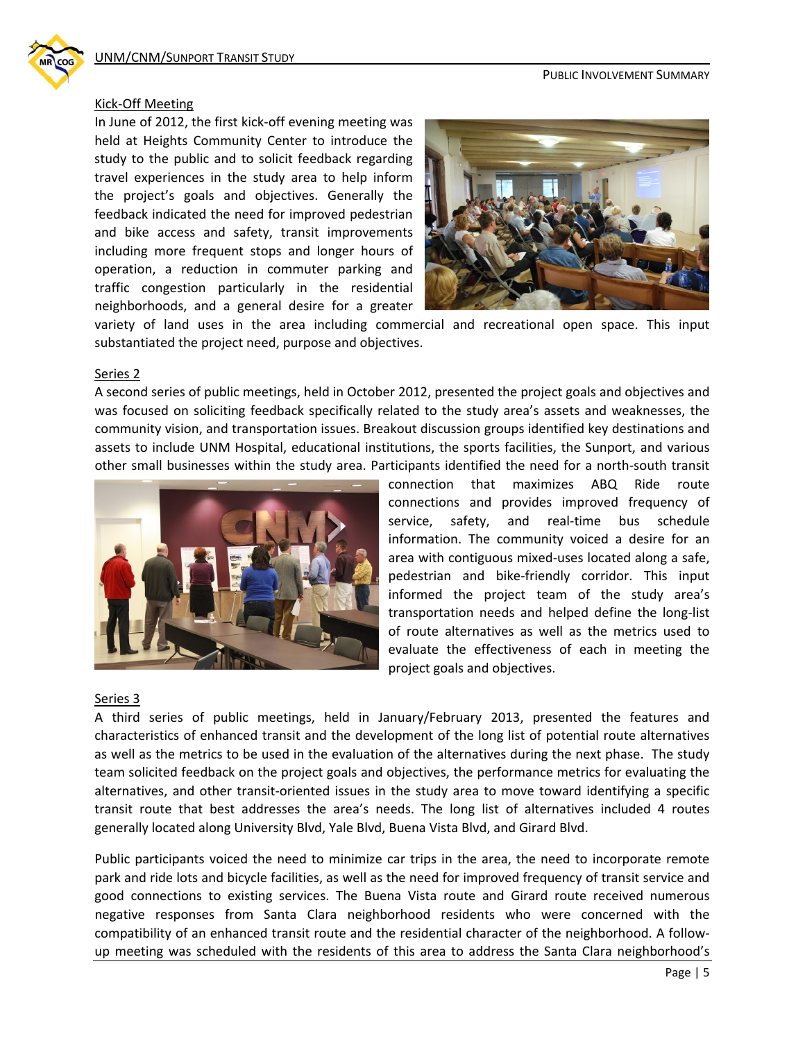## Kick-Off Meeting

In June of 2012, the first kick-off evening meeting was held at Heights Community Center to introduce the study to the public and to solicit feedback regarding travel experiences in the study area to help inform the project's goals and objectives. Generally the feedback indicated the need for improved pedestrian and bike access and safety, transit improvements including more frequent stops and longer hours of operation, a reduction in commuter parking and traffic congestion particularly in the residential neighborhoods, and a general desire for a greater variety of land uses in the area including commercial and recreational open space. This input substantiated the project need, purpose and objectives.

## Series 2

A second series of public meetings, held in October 2012, presented the project goals and objectives and was focused on soliciting feedback specifically related to the study area's assets and weaknesses, the community vision, and transportation issues. Breakout discussion groups identified key destinations and assets to include UNM Hospital, educational institutions, the sports facilities, the Sunport, and various other small businesses within the study area. Participants identified the need for a north-south transit connection that maximizes ABQ Ride route connections and provides improved frequency of service, safety, and real-time bus schedule information. The community voiced a desire for an area with contiguous mixed-uses located along a safe, pedestrian and bike-friendly corridor. This input informed the project team of the study area's transportation needs and helped define the long-list of route alternatives as well as the metrics used to evaluate the effectiveness of each in meeting the project goals and objectives.

## Series 3

A third series of public meetings, held in January/February 2013, presented the features and characteristics of enhanced transit and the development of the long list of potential route alternatives as well as the metrics to be used in the evaluation of the alternatives during the next phase. The study team solicited feedback on the project goals and objectives, the performance metrics for evaluating the alternatives, and other transit-oriented issues in the study area to move toward identifying a specific transit route that best addresses the area's needs. The long list of alternatives included 4 routes generally located along University Blvd, Yale Blvd, Buena Vista Blvd, and Girard Blvd.

Public participants voiced the need to minimize car trips in the area, the need to incorporate remote park and ride lots and bicycle facilities, as well as the need for improved frequency of transit service and good connections to existing services. The Buena Vista route and Girard route received numerous negative responses from Santa Clara neighborhood residents who were concerned with the compatibility of an enhanced transit route and the residential character of the neighborhood. A follow-up meeting was scheduled with the residents of this area to address the Santa Clara neighborhood's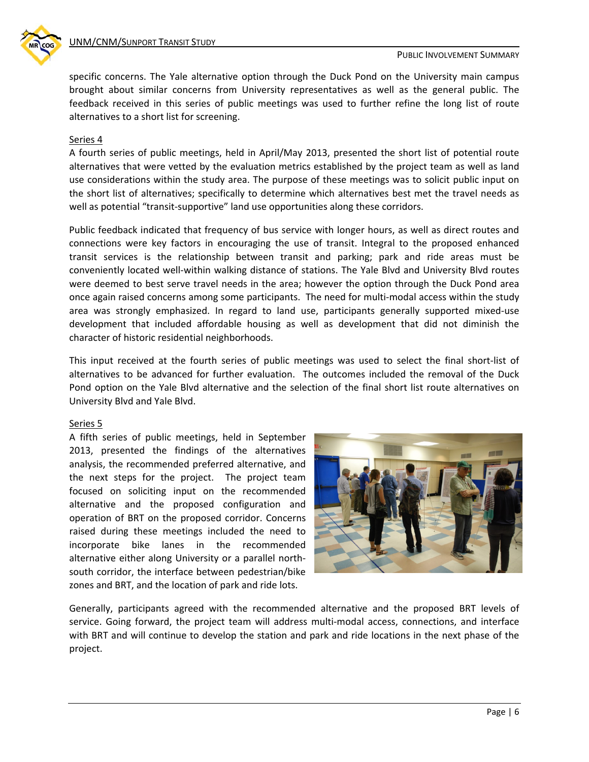specific concerns. The Yale alternative option through the Duck Pond on the University main campus brought about similar concerns from University representatives as well as the general public. The feedback received in this series of public meetings was used to further refine the long list of route alternatives to a short list for screening.

Series 4

A fourth series of public meetings, held in April/May 2013, presented the short list of potential route alternatives that were vetted by the evaluation metrics established by the project team as well as land use considerations within the study area. The purpose of these meetings was to solicit public input on the short list of alternatives; specifically to determine which alternatives best met the travel needs as well as potential "transit-supportive" land use opportunities along these corridors.

Public feedback indicated that frequency of bus service with longer hours, as well as direct routes and connections were key factors in encouraging the use of transit. Integral to the proposed enhanced transit services is the relationship between transit and parking; park and ride areas must be conveniently located well-within walking distance of stations. The Yale Blvd and University Blvd routes were deemed to best serve travel needs in the area; however the option through the Duck Pond area once again raised concerns among some participants. The need for multi-modal access within the study area was strongly emphasized. In regard to land use, participants generally supported mixed-use development that included affordable housing as well as development that did not diminish the character of historic residential neighborhoods.

This input received at the fourth series of public meetings was used to select the final short-list of alternatives to be advanced for further evaluation. The outcomes included the removal of the Duck Pond option on the Yale Blvd alternative and the selection of the final short list route alternatives on University Blvd and Yale Blvd.

Series 5

A fifth series of public meetings, held in September 2013, presented the findings of the alternatives analysis, the recommended preferred alternative, and the next steps for the project. The project team focused on soliciting input on the recommended alternative and the proposed configuration and operation of BRT on the proposed corridor. Concerns raised during these meetings included the need to incorporate bike lanes in the recommended alternative either along University or a parallel north-south corridor, the interface between pedestrian/bike zones and BRT, and the location of park and ride lots.

Generally, participants agreed with the recommended alternative and the proposed BRT levels of service. Going forward, the project team will address multi-modal access, connections, and interface with BRT and will continue to develop the station and park and ride locations in the next phase of the project.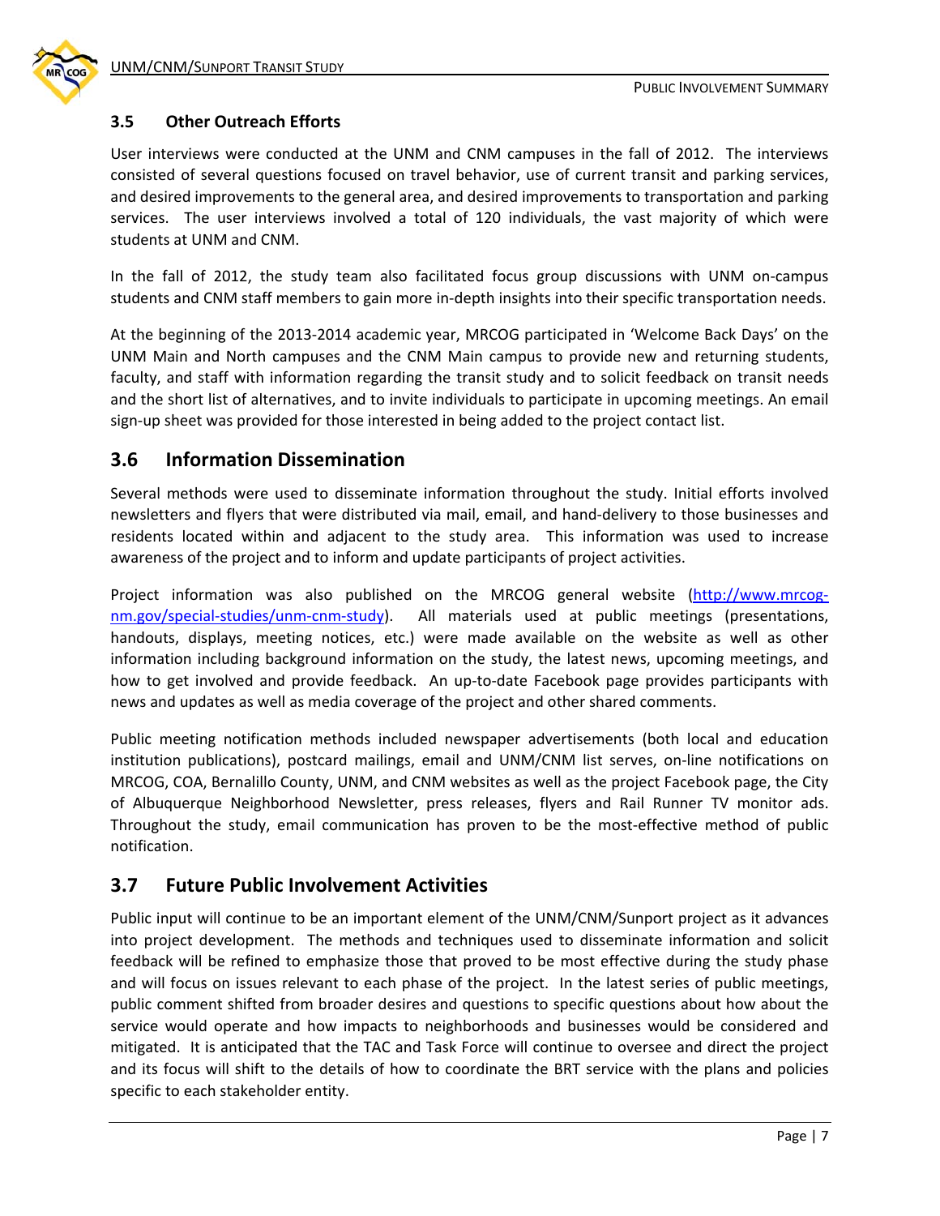### 3.5 Other Outreach Efforts

User interviews were conducted at the UNM and CNM campuses in the fall of 2012. The interviews consisted of several questions focused on travel behavior, use of current transit and parking services, and desired improvements to the general area, and desired improvements to transportation and parking services. The user interviews involved a total of 120 individuals, the vast majority of which were students at UNM and CNM.

In the fall of 2012, the study team also facilitated focus group discussions with UNM on-campus students and CNM staff members to gain more in-depth insights into their specific transportation needs.

At the beginning of the 2013-2014 academic year, MRCOG participated in 'Welcome Back Days' on the UNM Main and North campuses and the CNM Main campus to provide new and returning students, faculty, and staff with information regarding the transit study and to solicit feedback on transit needs and the short list of alternatives, and to invite individuals to participate in upcoming meetings. An email sign-up sheet was provided for those interested in being added to the project contact list.

## 3.6 Information Dissemination

Several methods were used to disseminate information throughout the study. Initial efforts involved newsletters and flyers that were distributed via mail, email, and hand-delivery to those businesses and residents located within and adjacent to the study area. This information was used to increase awareness of the project and to inform and update participants of project activities.

Project information was also published on the MRCOG general website (http://www.mrcog-nm.gov/special-studies/unm-cnm-study). All materials used at public meetings (presentations, handouts, displays, meeting notices, etc.) were made available on the website as well as other information including background information on the study, the latest news, upcoming meetings, and how to get involved and provide feedback. An up-to-date Facebook page provides participants with news and updates as well as media coverage of the project and other shared comments.

Public meeting notification methods included newspaper advertisements (both local and education institution publications), postcard mailings, email and UNM/CNM list serves, on-line notifications on MRCOG, COA, Bernalillo County, UNM, and CNM websites as well as the project Facebook page, the City of Albuquerque Neighborhood Newsletter, press releases, flyers and Rail Runner TV monitor ads. Throughout the study, email communication has proven to be the most-effective method of public notification.

## 3.7 Future Public Involvement Activities

Public input will continue to be an important element of the UNM/CNM/Sunport project as it advances into project development. The methods and techniques used to disseminate information and solicit feedback will be refined to emphasize those that proved to be most effective during the study phase and will focus on issues relevant to each phase of the project. In the latest series of public meetings, public comment shifted from broader desires and questions to specific questions about how about the service would operate and how impacts to neighborhoods and businesses would be considered and mitigated. It is anticipated that the TAC and Task Force will continue to oversee and direct the project and its focus will shift to the details of how to coordinate the BRT service with the plans and policies specific to each stakeholder entity.